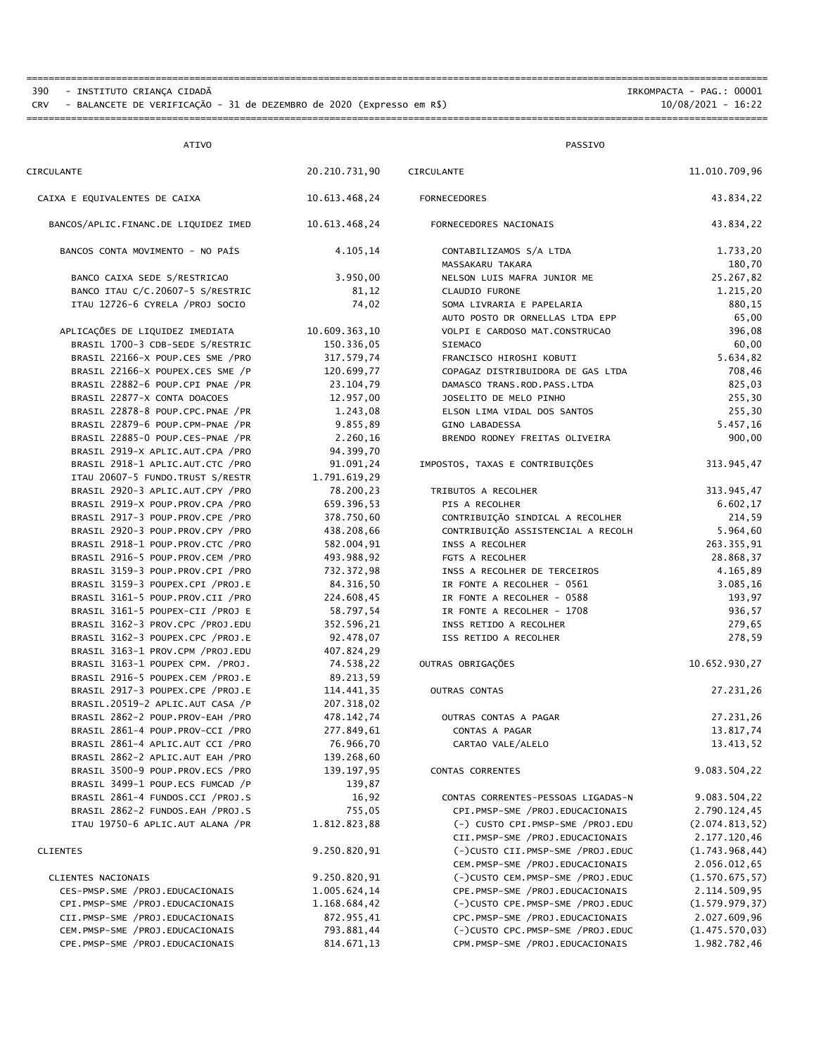390 - INSTITUTO CRIANÇA CIDADÃ — IRKOMPACTA - PAG.: 00001

CRV - BALANCETE DE VERIFICAÇÃO - 31 de DEZEMBRO de 2020 (Expresso em R$) — 10/08/2021 - 16:22

| ATIVO | | PASSIVO | |
|---|---|---|---|
| CIRCULANTE | 20.210.731,90 | CIRCULANTE | 11.010.709,96 |
| CAIXA E EQUIVALENTES DE CAIXA | 10.613.468,24 | FORNECEDORES | 43.834,22 |
| BANCOS/APLIC.FINANC.DE LIQUIDEZ IMED | 10.613.468,24 | FORNECEDORES NACIONAIS | 43.834,22 |
| BANCOS CONTA MOVIMENTO - NO PAÍS | 4.105,14 | CONTABILIZAMOS S/A LTDA | 1.733,20 |
| | | MASSAKARU TAKARA | 180,70 |
| BANCO CAIXA SEDE S/RESTRICAO | 3.950,00 | NELSON LUIS MAFRA JUNIOR ME | 25.267,82 |
| BANCO ITAU C/C.20607-5 S/RESTRIC | 81,12 | CLAUDIO FURONE | 1.215,20 |
| ITAU 12726-6 CYRELA /PROJ SOCIO | 74,02 | SOMA LIVRARIA E PAPELARIA | 880,15 |
| | | AUTO POSTO DR ORNELLAS LTDA EPP | 65,00 |
| APLICAÇÕES DE LIQUIDEZ IMEDIATA | 10.609.363,10 | VOLPI E CARDOSO MAT.CONSTRUCAO | 396,08 |
| BRASIL 1700-3 CDB-SEDE S/RESTRIC | 150.336,05 | SIEMACO | 60,00 |
| BRASIL 22166-X POUP.CES SME /PRO | 317.579,74 | FRANCISCO HIROSHI KOBUTI | 5.634,82 |
| BRASIL 22166-X POUPEX.CES SME /P | 120.699,77 | COPAGAZ DISTRIBUIDORA DE GAS LTDA | 708,46 |
| BRASIL 22882-6 POUP.CPI PNAE /PR | 23.104,79 | DAMASCO TRANS.ROD.PASS.LTDA | 825,03 |
| BRASIL 22877-X CONTA DOACOES | 12.957,00 | JOSELITO DE MELO PINHO | 255,30 |
| BRASIL 22878-8 POUP.CPC.PNAE /PR | 1.243,08 | ELSON LIMA VIDAL DOS SANTOS | 255,30 |
| BRASIL 22879-6 POUP.CPM-PNAE /PR | 9.855,89 | GINO LABADESSA | 5.457,16 |
| BRASIL 22885-0 POUP.CES-PNAE /PR | 2.260,16 | BRENDO RODNEY FREITAS OLIVEIRA | 900,00 |
| BRASIL 2919-X APLIC.AUT.CPA /PRO | 94.399,70 | | |
| BRASIL 2918-1 APLIC.AUT.CTC /PRO | 91.091,24 | IMPOSTOS, TAXAS E CONTRIBUIÇÕES | 313.945,47 |
| ITAU 20607-5 FUNDO.TRUST S/RESTR | 1.791.619,29 | | |
| BRASIL 2920-3 APLIC.AUT.CPY /PRO | 78.200,23 | TRIBUTOS A RECOLHER | 313.945,47 |
| BRASIL 2919-X POUP.PROV.CPA /PRO | 659.396,53 | PIS A RECOLHER | 6.602,17 |
| BRASIL 2917-3 POUP.PROV.CPE /PRO | 378.750,60 | CONTRIBUIÇÃO SINDICAL A RECOLHER | 214,59 |
| BRASIL 2920-3 POUP.PROV.CPY /PRO | 438.208,66 | CONTRIBUIÇÃO ASSISTENCIAL A RECOLH | 5.964,60 |
| BRASIL 2918-1 POUP.PROV.CTC /PRO | 582.004,91 | INSS A RECOLHER | 263.355,91 |
| BRASIL 2916-5 POUP.PROV.CEM /PRO | 493.988,92 | FGTS A RECOLHER | 28.868,37 |
| BRASIL 3159-3 POUP.PROV.CPI /PRO | 732.372,98 | INSS A RECOLHER DE TERCEIROS | 4.165,89 |
| BRASIL 3159-3 POUPEX.CPI /PROJ.E | 84.316,50 | IR FONTE A RECOLHER - 0561 | 3.085,16 |
| BRASIL 3161-5 POUP.PROV.CII /PRO | 224.608,45 | IR FONTE A RECOLHER - 0588 | 193,97 |
| BRASIL 3161-5 POUPEX-CII /PROJ E | 58.797,54 | IR FONTE A RECOLHER - 1708 | 936,57 |
| BRASIL 3162-3 PROV.CPC /PROJ.EDU | 352.596,21 | INSS RETIDO A RECOLHER | 279,65 |
| BRASIL 3162-3 POUPEX.CPC /PROJ.E | 92.478,07 | ISS RETIDO A RECOLHER | 278,59 |
| BRASIL 3163-1 PROV.CPM /PROJ.EDU | 407.824,29 | | |
| BRASIL 3163-1 POUPEX CPM. /PROJ. | 74.538,22 | OUTRAS OBRIGAÇÕES | 10.652.930,27 |
| BRASIL 2916-5 POUPEX.CEM /PROJ.E | 89.213,59 | | |
| BRASIL 2917-3 POUPEX.CPE /PROJ.E | 114.441,35 | OUTRAS CONTAS | 27.231,26 |
| BRASIL.20519-2 APLIC.AUT CASA /P | 207.318,02 | | |
| BRASIL 2862-2 POUP.PROV-EAH /PRO | 478.142,74 | OUTRAS CONTAS A PAGAR | 27.231,26 |
| BRASIL 2861-4 POUP.PROV-CCI /PRO | 277.849,61 | CONTAS A PAGAR | 13.817,74 |
| BRASIL 2861-4 APLIC.AUT CCI /PRO | 76.966,70 | CARTAO VALE/ALELO | 13.413,52 |
| BRASIL 2862-2 APLIC.AUT EAH /PRO | 139.268,60 | | |
| BRASIL 3500-9 POUP.PROV.ECS /PRO | 139.197,95 | CONTAS CORRENTES | 9.083.504,22 |
| BRASIL 3499-1 POUP.ECS FUMCAD /P | 139,87 | | |
| BRASIL 2861-4 FUNDOS.CCI /PROJ.S | 16,92 | CONTAS CORRENTES-PESSOAS LIGADAS-N | 9.083.504,22 |
| BRASIL 2862-2 FUNDOS.EAH /PROJ.S | 755,05 | CPI.PMSP-SME /PROJ.EDUCACIONAIS | 2.790.124,45 |
| ITAU 19750-6 APLIC.AUT ALANA /PR | 1.812.823,88 | (-) CUSTO CPI.PMSP-SME /PROJ.EDU | (2.074.813,52) |
| | | CII.PMSP-SME /PROJ.EDUCACIONAIS | 2.177.120,46 |
| CLIENTES | 9.250.820,91 | (-)CUSTO CII.PMSP-SME /PROJ.EDUC | (1.743.968,44) |
| | | CEM.PMSP-SME /PROJ.EDUCACIONAIS | 2.056.012,65 |
| CLIENTES NACIONAIS | 9.250.820,91 | (-)CUSTO CEM.PMSP-SME /PROJ.EDUC | (1.570.675,57) |
| CES-PMSP.SME /PROJ.EDUCACIONAIS | 1.005.624,14 | CPE.PMSP-SME /PROJ.EDUCACIONAIS | 2.114.509,95 |
| CPI.PMSP-SME /PROJ.EDUCACIONAIS | 1.168.684,42 | (-)CUSTO CPE.PMSP-SME /PROJ.EDUC | (1.579.979,37) |
| CII.PMSP-SME /PROJ.EDUCACIONAIS | 872.955,41 | CPC.PMSP-SME /PROJ.EDUCACIONAIS | 2.027.609,96 |
| CEM.PMSP-SME /PROJ.EDUCACIONAIS | 793.881,44 | (-)CUSTO CPC.PMSP-SME /PROJ.EDUC | (1.475.570,03) |
| CPE.PMSP-SME /PROJ.EDUCACIONAIS | 814.671,13 | CPM.PMSP-SME /PROJ.EDUCACIONAIS | 1.982.782,46 |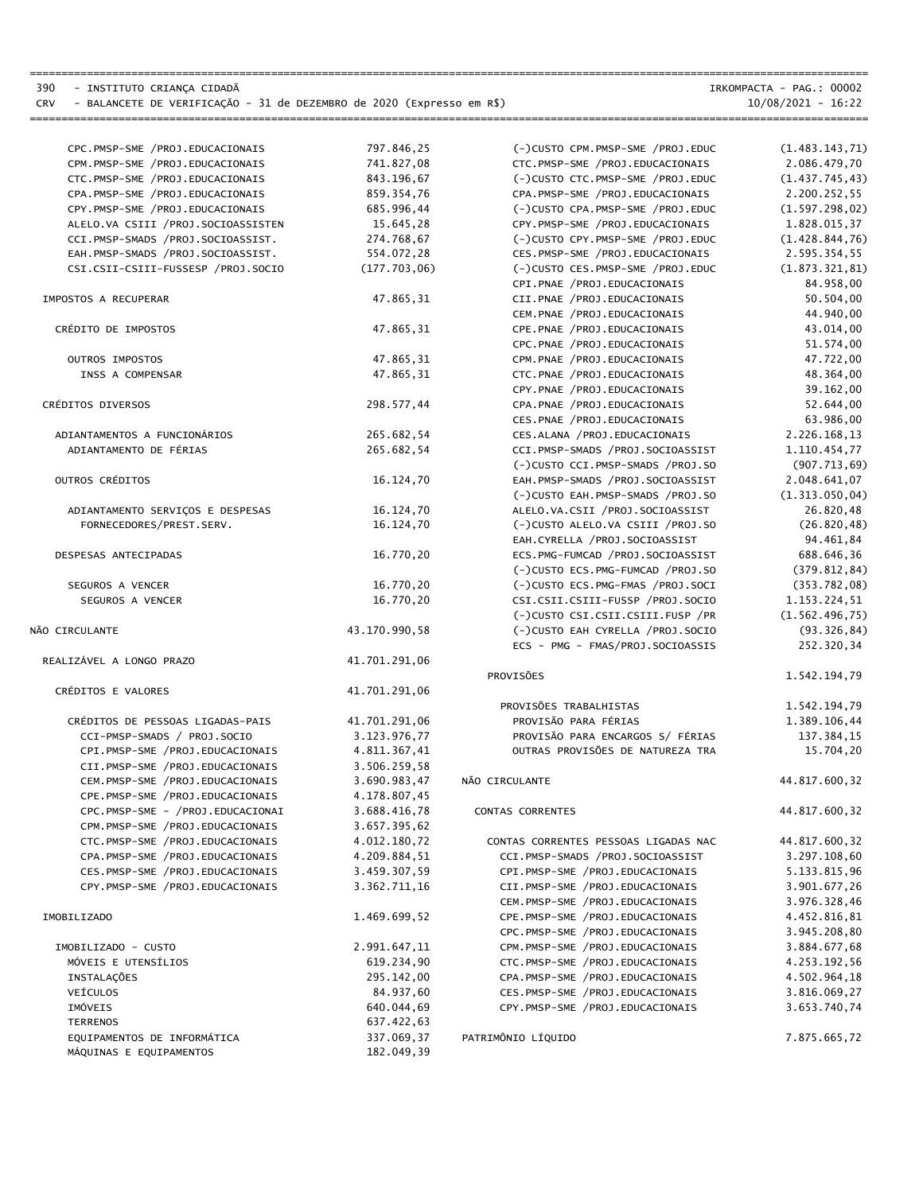**390 - INSTITUTO CRIANÇA CIDADÃ**
**CRV - BALANCETE DE VERIFICAÇÃO - 31 DE DEZEMBRO de 2020 (Expresso em R$)**

IRKOMPACTA - PAG.: 00002
10/08/2021 - 16:22

| Conta | Valor |
|---|---|
| CPC.PMSP-SME /PROJ.EDUCACIONAIS | 797.846,25 |
| CPM.PMSP-SME /PROJ.EDUCACIONAIS | 741.827,08 |
| CTC.PMSP-SME /PROJ.EDUCACIONAIS | 843.196,67 |
| CPA.PMSP-SME /PROJ.EDUCACIONAIS | 859.354,76 |
| CPY.PMSP-SME /PROJ.EDUCACIONAIS | 685.996,44 |
| ALELO.VA CSIII /PROJ.SOCIOASSISTEN | 15.645,28 |
| CCI.PMSP-SMADS /PROJ.SOCIOASSIST. | 274.768,67 |
| EAH.PMSP-SMADS /PROJ.SOCIOASSIST. | 554.072,28 |
| CSI.CSII-CSIII-FUSSESP /PROJ.SOCIO | (177.703,06) |
| IMPOSTOS A RECUPERAR | 47.865,31 |
| CRÉDITO DE IMPOSTOS | 47.865,31 |
| OUTROS IMPOSTOS | 47.865,31 |
| INSS A COMPENSAR | 47.865,31 |
| CRÉDITOS DIVERSOS | 298.577,44 |
| ADIANTAMENTOS A FUNCIONÁRIOS | 265.682,54 |
| ADIANTAMENTO DE FÉRIAS | 265.682,54 |
| OUTROS CRÉDITOS | 16.124,70 |
| ADIANTAMENTO SERVIÇOS E DESPESAS | 16.124,70 |
| FORNECEDORES/PREST.SERV. | 16.124,70 |
| DESPESAS ANTECIPADAS | 16.770,20 |
| SEGUROS A VENCER | 16.770,20 |
| SEGUROS A VENCER | 16.770,20 |
| NÃO CIRCULANTE | 43.170.990,58 |
| REALIZÁVEL A LONGO PRAZO | 41.701.291,06 |
| CRÉDITOS E VALORES | 41.701.291,06 |
| CRÉDITOS DE PESSOAS LIGADAS-PAIS | 41.701.291,06 |
| CCI-PMSP-SMADS / PROJ.SOCIO | 3.123.976,77 |
| CPI.PMSP-SME /PROJ.EDUCACIONAIS | 4.811.367,41 |
| CII.PMSP-SME /PROJ.EDUCACIONAIS | 3.506.259,58 |
| CEM.PMSP-SME /PROJ.EDUCACIONAIS | 3.690.983,47 |
| CPE.PMSP-SME /PROJ.EDUCACIONAIS | 4.178.807,45 |
| CPC.PMSP-SME - /PROJ.EDUCACIONAI | 3.688.416,78 |
| CPM.PMSP-SME /PROJ.EDUCACIONAIS | 3.657.395,62 |
| CTC.PMSP-SME /PROJ.EDUCACIONAIS | 4.012.180,72 |
| CPA.PMSP-SME /PROJ.EDUCACIONAIS | 4.209.884,51 |
| CES.PMSP-SME /PROJ.EDUCACIONAIS | 3.459.307,59 |
| CPY.PMSP-SME /PROJ.EDUCACIONAIS | 3.362.711,16 |
| IMOBILIZADO | 1.469.699,52 |
| IMOBILIZADO - CUSTO | 2.991.647,11 |
| MÓVEIS E UTENSÍLIOS | 619.234,90 |
| INSTALAÇÕES | 295.142,00 |
| VEÍCULOS | 84.937,60 |
| IMÓVEIS | 640.044,69 |
| TERRENOS | 637.422,63 |
| EQUIPAMENTOS DE INFORMÁTICA | 337.069,37 |
| MÁQUINAS E EQUIPAMENTOS | 182.049,39 |

| Conta | Valor |
|---|---|
| (-)CUSTO CPM.PMSP-SME /PROJ.EDUC | (1.483.143,71) |
| CTC.PMSP-SME /PROJ.EDUCACIONAIS | 2.086.479,70 |
| (-)CUSTO CTC.PMSP-SME /PROJ.EDUC | (1.437.745,43) |
| CPA.PMSP-SME /PROJ.EDUCACIONAIS | 2.200.252,55 |
| (-)CUSTO CPA.PMSP-SME /PROJ.EDUC | (1.597.298,02) |
| CPY.PMSP-SME /PROJ.EDUCACIONAIS | 1.828.015,37 |
| (-)CUSTO CPY.PMSP-SME /PROJ.EDUC | (1.428.844,76) |
| CES.PMSP-SME /PROJ.EDUCACIONAIS | 2.595.354,55 |
| (-)CUSTO CES.PMSP-SME /PROJ.EDUC | (1.873.321,81) |
| CPI.PNAE /PROJ.EDUCACIONAIS | 84.958,00 |
| CII.PNAE /PROJ.EDUCACIONAIS | 50.504,00 |
| CEM.PNAE /PROJ.EDUCACIONAIS | 44.940,00 |
| CPE.PNAE /PROJ.EDUCACIONAIS | 43.014,00 |
| CPC.PNAE /PROJ.EDUCACIONAIS | 51.574,00 |
| CPM.PNAE /PROJ.EDUCACIONAIS | 47.722,00 |
| CTC.PNAE /PROJ.EDUCACIONAIS | 48.364,00 |
| CPY.PNAE /PROJ.EDUCACIONAIS | 39.162,00 |
| CPA.PNAE /PROJ.EDUCACIONAIS | 52.644,00 |
| CES.PNAE /PROJ.EDUCACIONAIS | 63.986,00 |
| CES.ALANA /PROJ.EDUCACIONAIS | 2.226.168,13 |
| CCI.PMSP-SMADS /PROJ.SOCIOASSIST | 1.110.454,77 |
| (-)CUSTO CCI.PMSP-SMADS /PROJ.SO | (907.713,69) |
| EAH.PMSP-SMADS /PROJ.SOCIOASSIST | 2.048.641,07 |
| (-)CUSTO EAH.PMSP-SMADS /PROJ.SO | (1.313.050,04) |
| ALELO.VA.CSII /PROJ.SOCIOASSIST | 26.820,48 |
| (-)CUSTO ALELO.VA CSIII /PROJ.SO | (26.820,48) |
| EAH.CYRELLA /PROJ.SOCIOASSIST | 94.461,84 |
| ECS.PMG-FUMCAD /PROJ.SOCIOASSIST | 688.646,36 |
| (-)CUSTO ECS.PMG-FUMCAD /PROJ.SO | (379.812,84) |
| (-)CUSTO ECS.PMG-FMAS /PROJ.SOCI | (353.782,08) |
| CSI.CSII.CSIII-FUSSP /PROJ.SOCIO | 1.153.224,51 |
| (-)CUSTO CSI.CSII.CSIII.FUSP /PR | (1.562.496,75) |
| (-)CUSTO EAH CYRELLA /PROJ.SOCIO | (93.326,84) |
| ECS - PMG - FMAS/PROJ.SOCIOASSIS | 252.320,34 |
| PROVISÕES | 1.542.194,79 |
| PROVISÕES TRABALHISTAS | 1.542.194,79 |
| PROVISÃO PARA FÉRIAS | 1.389.106,44 |
| PROVISÃO PARA ENCARGOS S/ FÉRIAS | 137.384,15 |
| OUTRAS PROVISÕES DE NATUREZA TRA | 15.704,20 |
| NÃO CIRCULANTE | 44.817.600,32 |
| CONTAS CORRENTES | 44.817.600,32 |
| CONTAS CORRENTES PESSOAS LIGADAS NAC | 44.817.600,32 |
| CCI.PMSP-SMADS /PROJ.SOCIOASSIST | 3.297.108,60 |
| CPI.PMSP-SME /PROJ.EDUCACIONAIS | 5.133.815,96 |
| CII.PMSP-SME /PROJ.EDUCACIONAIS | 3.901.677,26 |
| CEM.PMSP-SME /PROJ.EDUCACIONAIS | 3.976.328,46 |
| CPE.PMSP-SME /PROJ.EDUCACIONAIS | 4.452.816,81 |
| CPC.PMSP-SME /PROJ.EDUCACIONAIS | 3.945.208,80 |
| CPM.PMSP-SME /PROJ.EDUCACIONAIS | 3.884.677,68 |
| CTC.PMSP-SME /PROJ.EDUCACIONAIS | 4.253.192,56 |
| CPA.PMSP-SME /PROJ.EDUCACIONAIS | 4.502.964,18 |
| CES.PMSP-SME /PROJ.EDUCACIONAIS | 3.816.069,27 |
| CPY.PMSP-SME /PROJ.EDUCACIONAIS | 3.653.740,74 |
| PATRIMÔNIO LÍQUIDO | 7.875.665,72 |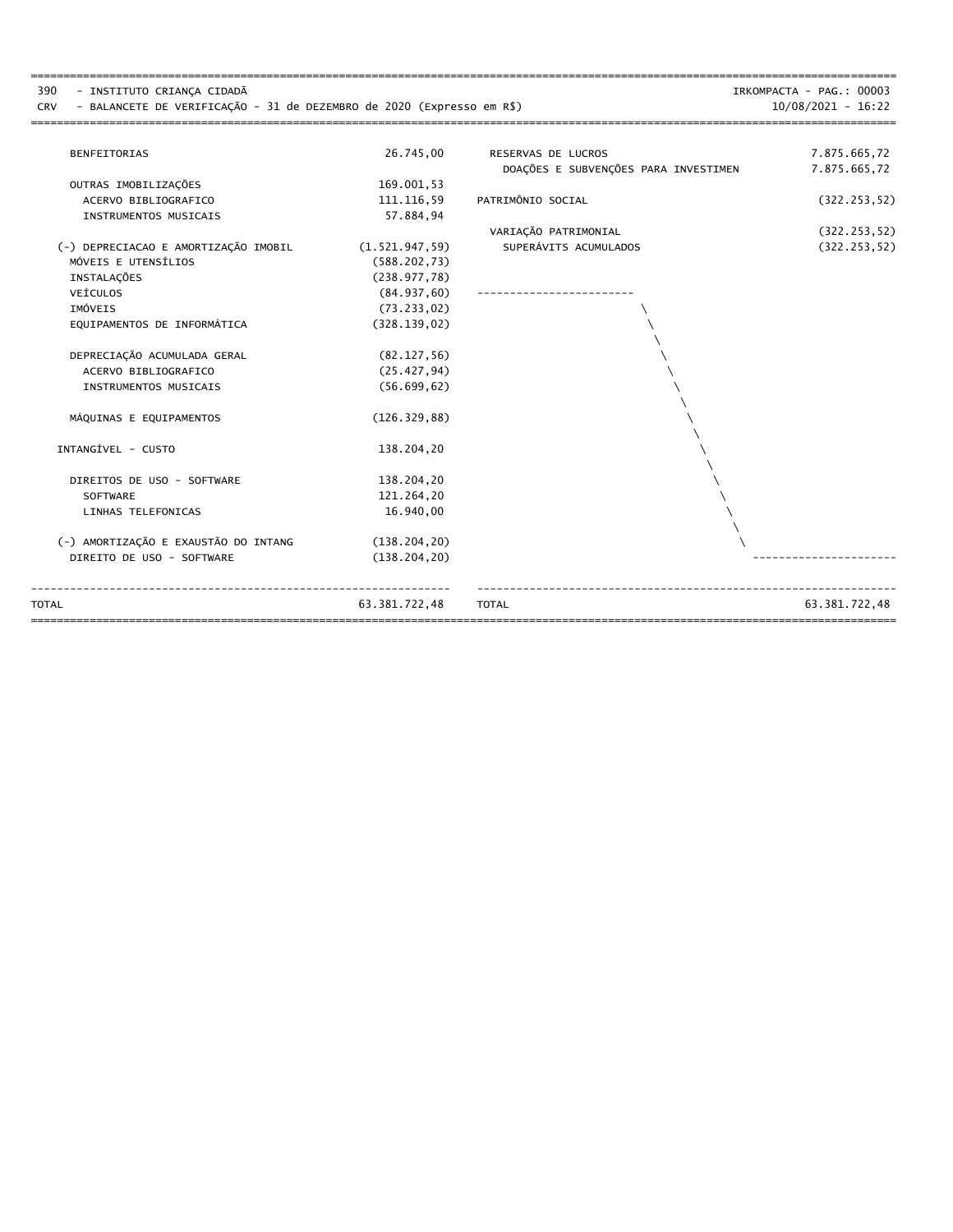390 - INSTITUTO CRIANÇA CIDADÃ

CRV - BALANCETE DE VERIFICAÇÃO - 31 de DEZEMBRO de 2020 (Expresso em R$)

| Conta | Valor | Conta | Valor |
|---|---|---|---|
| BENFEITORIAS | 26.745,00 | RESERVAS DE LUCROS | 7.875.665,72 |
| | | DOAÇÕES E SUBVENÇÕES PARA INVESTIMEN | 7.875.665,72 |
| OUTRAS IMOBILIZAÇÕES | 169.001,53 | | |
| ACERVO BIBLIOGRAFICO | 111.116,59 | PATRIMÔNIO SOCIAL | (322.253,52) |
| INSTRUMENTOS MUSICAIS | 57.884,94 | | |
| | | VARIAÇÃO PATRIMONIAL | (322.253,52) |
| (-) DEPRECIACAO E AMORTIZAÇÃO IMOBIL | (1.521.947,59) | SUPERÁVITS ACUMULADOS | (322.253,52) |
| MÓVEIS E UTENSÍLIOS | (588.202,73) | | |
| INSTALAÇÕES | (238.977,78) | | |
| VEÍCULOS | (84.937,60) | | |
| IMÓVEIS | (73.233,02) | | |
| EQUIPAMENTOS DE INFORMÁTICA | (328.139,02) | | |
| DEPRECIAÇÃO ACUMULADA GERAL | (82.127,56) | | |
| ACERVO BIBLIOGRAFICO | (25.427,94) | | |
| INSTRUMENTOS MUSICAIS | (56.699,62) | | |
| MÁQUINAS E EQUIPAMENTOS | (126.329,88) | | |
| INTANGÍVEL - CUSTO | 138.204,20 | | |
| DIREITOS DE USO - SOFTWARE | 138.204,20 | | |
| SOFTWARE | 121.264,20 | | |
| LINHAS TELEFONICAS | 16.940,00 | | |
| (-) AMORTIZAÇÃO E EXAUSTÃO DO INTANG | (138.204,20) | | |
| DIREITO DE USO - SOFTWARE | (138.204,20) | | |
| **TOTAL** | **63.381.722,48** | **TOTAL** | **63.381.722,48** |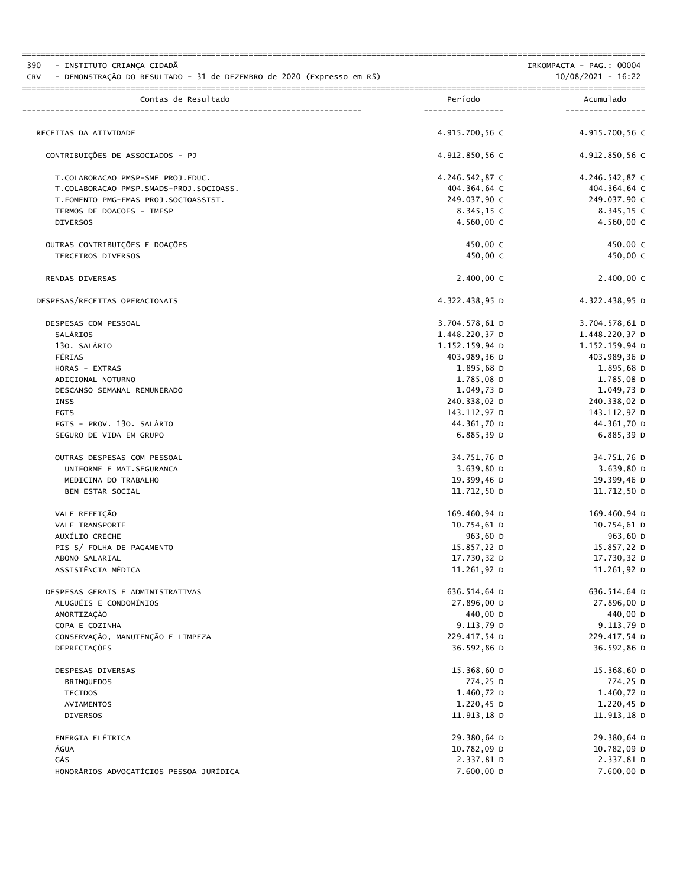390 - INSTITUTO CRIANÇA CIDADÃ
CRV - DEMONSTRAÇÃO DO RESULTADO - 31 de DEZEMBRO de 2020 (Expresso em R$)

IRKOMPACTA - PAG.: 00004
10/08/2021 - 16:22

| Contas de Resultado | Período | Acumulado |
|---|---|---|
| RECEITAS DA ATIVIDADE | 4.915.700,56 C | 4.915.700,56 C |
| CONTRIBUIÇÕES DE ASSOCIADOS - PJ | 4.912.850,56 C | 4.912.850,56 C |
| T.COLABORACAO PMSP-SME PROJ.EDUC. | 4.246.542,87 C | 4.246.542,87 C |
| T.COLABORACAO PMSP.SMADS-PROJ.SOCIOASS. | 404.364,64 C | 404.364,64 C |
| T.FOMENTO PMG-FMAS PROJ.SOCIOASSIST. | 249.037,90 C | 249.037,90 C |
| TERMOS DE DOACOES - IMESP | 8.345,15 C | 8.345,15 C |
| DIVERSOS | 4.560,00 C | 4.560,00 C |
| OUTRAS CONTRIBUIÇÕES E DOAÇÕES | 450,00 C | 450,00 C |
| TERCEIROS DIVERSOS | 450,00 C | 450,00 C |
| RENDAS DIVERSAS | 2.400,00 C | 2.400,00 C |
| DESPESAS/RECEITAS OPERACIONAIS | 4.322.438,95 D | 4.322.438,95 D |
| DESPESAS COM PESSOAL | 3.704.578,61 D | 3.704.578,61 D |
| SALÁRIOS | 1.448.220,37 D | 1.448.220,37 D |
| 13O. SALÁRIO | 1.152.159,94 D | 1.152.159,94 D |
| FÉRIAS | 403.989,36 D | 403.989,36 D |
| HORAS - EXTRAS | 1.895,68 D | 1.895,68 D |
| ADICIONAL NOTURNO | 1.785,08 D | 1.785,08 D |
| DESCANSO SEMANAL REMUNERADO | 1.049,73 D | 1.049,73 D |
| INSS | 240.338,02 D | 240.338,02 D |
| FGTS | 143.112,97 D | 143.112,97 D |
| FGTS - PROV. 13O. SALÁRIO | 44.361,70 D | 44.361,70 D |
| SEGURO DE VIDA EM GRUPO | 6.885,39 D | 6.885,39 D |
| OUTRAS DESPESAS COM PESSOAL | 34.751,76 D | 34.751,76 D |
| UNIFORME E MAT.SEGURANCA | 3.639,80 D | 3.639,80 D |
| MEDICINA DO TRABALHO | 19.399,46 D | 19.399,46 D |
| BEM ESTAR SOCIAL | 11.712,50 D | 11.712,50 D |
| VALE REFEIÇÃO | 169.460,94 D | 169.460,94 D |
| VALE TRANSPORTE | 10.754,61 D | 10.754,61 D |
| AUXÍLIO CRECHE | 963,60 D | 963,60 D |
| PIS S/ FOLHA DE PAGAMENTO | 15.857,22 D | 15.857,22 D |
| ABONO SALARIAL | 17.730,32 D | 17.730,32 D |
| ASSISTÊNCIA MÉDICA | 11.261,92 D | 11.261,92 D |
| DESPESAS GERAIS E ADMINISTRATIVAS | 636.514,64 D | 636.514,64 D |
| ALUGUÉIS E CONDOMÍNIOS | 27.896,00 D | 27.896,00 D |
| AMORTIZAÇÃO | 440,00 D | 440,00 D |
| COPA E COZINHA | 9.113,79 D | 9.113,79 D |
| CONSERVAÇÃO, MANUTENÇÃO E LIMPEZA | 229.417,54 D | 229.417,54 D |
| DEPRECIAÇÕES | 36.592,86 D | 36.592,86 D |
| DESPESAS DIVERSAS | 15.368,60 D | 15.368,60 D |
| BRINQUEDOS | 774,25 D | 774,25 D |
| TECIDOS | 1.460,72 D | 1.460,72 D |
| AVIAMENTOS | 1.220,45 D | 1.220,45 D |
| DIVERSOS | 11.913,18 D | 11.913,18 D |
| ENERGIA ELÉTRICA | 29.380,64 D | 29.380,64 D |
| ÁGUA | 10.782,09 D | 10.782,09 D |
| GÁS | 2.337,81 D | 2.337,81 D |
| HONORÁRIOS ADVOCATÍCIOS PESSOA JURÍDICA | 7.600,00 D | 7.600,00 D |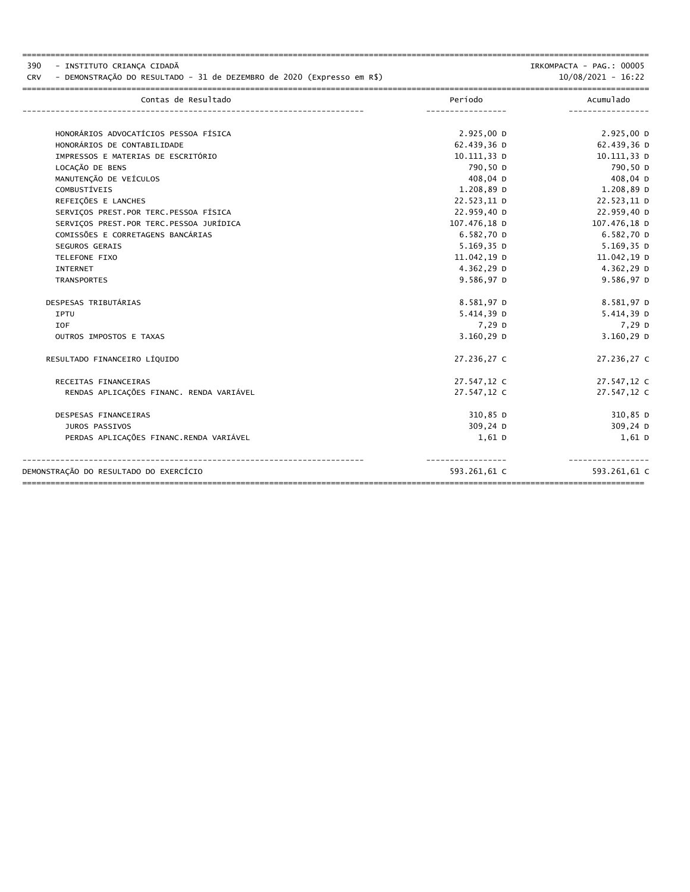390 - INSTITUTO CRIANÇA CIDADÃ

CRV - DEMONSTRAÇÃO DO RESULTADO - 31 de DEZEMBRO de 2020 (Expresso em R$)

IRKOMPACTA - PAG.: 00005

10/08/2021 - 16:22

| Contas de Resultado | Período | Acumulado |
|---|---|---|
| HONORÁRIOS ADVOCATÍCIOS PESSOA FÍSICA | 2.925,00 D | 2.925,00 D |
| HONORÁRIOS DE CONTABILIDADE | 62.439,36 D | 62.439,36 D |
| IMPRESSOS E MATERIAS DE ESCRITÓRIO | 10.111,33 D | 10.111,33 D |
| LOCAÇÃO DE BENS | 790,50 D | 790,50 D |
| MANUTENÇÃO DE VEÍCULOS | 408,04 D | 408,04 D |
| COMBUSTÍVEIS | 1.208,89 D | 1.208,89 D |
| REFEIÇÕES E LANCHES | 22.523,11 D | 22.523,11 D |
| SERVIÇOS PREST.POR TERC.PESSOA FÍSICA | 22.959,40 D | 22.959,40 D |
| SERVIÇOS PREST.POR TERC.PESSOA JURÍDICA | 107.476,18 D | 107.476,18 D |
| COMISSÕES E CORRETAGENS BANCÁRIAS | 6.582,70 D | 6.582,70 D |
| SEGUROS GERAIS | 5.169,35 D | 5.169,35 D |
| TELEFONE FIXO | 11.042,19 D | 11.042,19 D |
| INTERNET | 4.362,29 D | 4.362,29 D |
| TRANSPORTES | 9.586,97 D | 9.586,97 D |
| DESPESAS TRIBUTÁRIAS | 8.581,97 D | 8.581,97 D |
| IPTU | 5.414,39 D | 5.414,39 D |
| IOF | 7,29 D | 7,29 D |
| OUTROS IMPOSTOS E TAXAS | 3.160,29 D | 3.160,29 D |
| RESULTADO FINANCEIRO LÍQUIDO | 27.236,27 C | 27.236,27 C |
| RECEITAS FINANCEIRAS | 27.547,12 C | 27.547,12 C |
| RENDAS APLICAÇÕES FINANC. RENDA VARIÁVEL | 27.547,12 C | 27.547,12 C |
| DESPESAS FINANCEIRAS | 310,85 D | 310,85 D |
| JUROS PASSIVOS | 309,24 D | 309,24 D |
| PERDAS APLICAÇÕES FINANC.RENDA VARIÁVEL | 1,61 D | 1,61 D |
| DEMONSTRAÇÃO DO RESULTADO DO EXERCÍCIO | 593.261,61 C | 593.261,61 C |